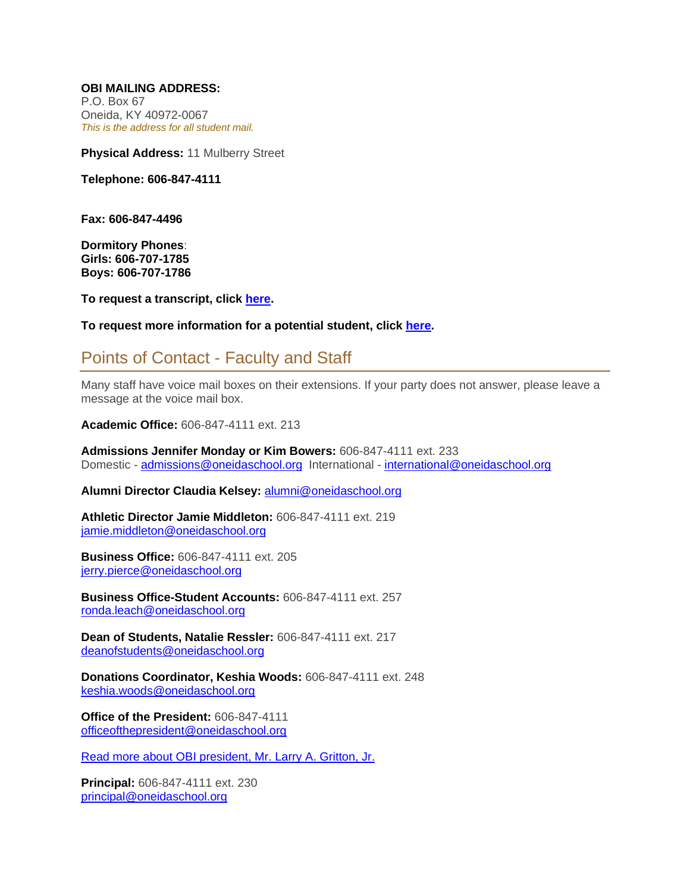**OBI MAILING ADDRESS:**
P.O. Box 67
Oneida, KY 40972-0067
*This is the address for all student mail.*

**Physical Address:** 11 Mulberry Street

**Telephone: 606-847-4111**

**Fax: 606-847-4496**

**Dormitory Phones**:
**Girls: 606-707-1785**
**Boys: 606-707-1786**

**To request a transcript, click here.**

**To request more information for a potential student, click here.**

## Points of Contact - Faculty and Staff

Many staff have voice mail boxes on their extensions. If your party does not answer, please leave a message at the voice mail box.

**Academic Office:** 606-847-4111 ext. 213

**Admissions Jennifer Monday or Kim Bowers:** 606-847-4111 ext. 233
Domestic - admissions@oneidaschool.org International - international@oneidaschool.org

**Alumni Director Claudia Kelsey:** alumni@oneidaschool.org

**Athletic Director Jamie Middleton:** 606-847-4111 ext. 219
jamie.middleton@oneidaschool.org

**Business Office:** 606-847-4111 ext. 205
jerry.pierce@oneidaschool.org

**Business Office-Student Accounts:** 606-847-4111 ext. 257
ronda.leach@oneidaschool.org

**Dean of Students, Natalie Ressler:** 606-847-4111 ext. 217
deanofstudents@oneidaschool.org

**Donations Coordinator, Keshia Woods:** 606-847-4111 ext. 248
keshia.woods@oneidaschool.org

**Office of the President:** 606-847-4111
officeofthepresident@oneidaschool.org

Read more about OBI president, Mr. Larry A. Gritton, Jr.

**Principal:** 606-847-4111 ext. 230
principal@oneidaschool.org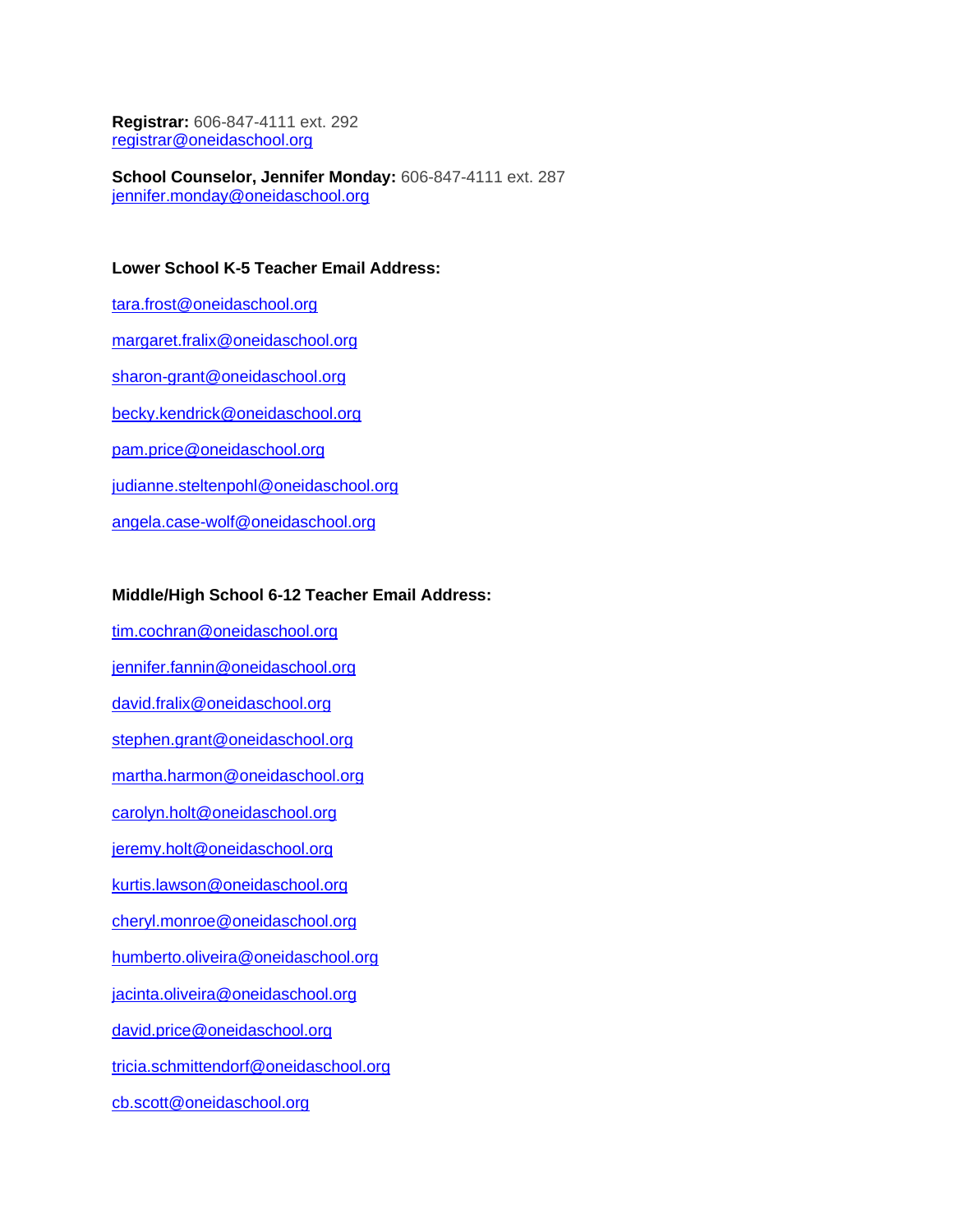**Registrar:** 606-847-4111 ext. 292
registrar@oneidaschool.org

**School Counselor, Jennifer Monday:** 606-847-4111 ext. 287
jennifer.monday@oneidaschool.org

**Lower School K-5 Teacher Email Address:**

tara.frost@oneidaschool.org

margaret.fralix@oneidaschool.org

sharon-grant@oneidaschool.org

becky.kendrick@oneidaschool.org

pam.price@oneidaschool.org

judianne.steltenpohl@oneidaschool.org

angela.case-wolf@oneidaschool.org

**Middle/High School 6-12 Teacher Email Address:**

tim.cochran@oneidaschool.org

jennifer.fannin@oneidaschool.org

david.fralix@oneidaschool.org

stephen.grant@oneidaschool.org

martha.harmon@oneidaschool.org

carolyn.holt@oneidaschool.org

jeremy.holt@oneidaschool.org

kurtis.lawson@oneidaschool.org

cheryl.monroe@oneidaschool.org

humberto.oliveira@oneidaschool.org

jacinta.oliveira@oneidaschool.org

david.price@oneidaschool.org

tricia.schmittendorf@oneidaschool.org

cb.scott@oneidaschool.org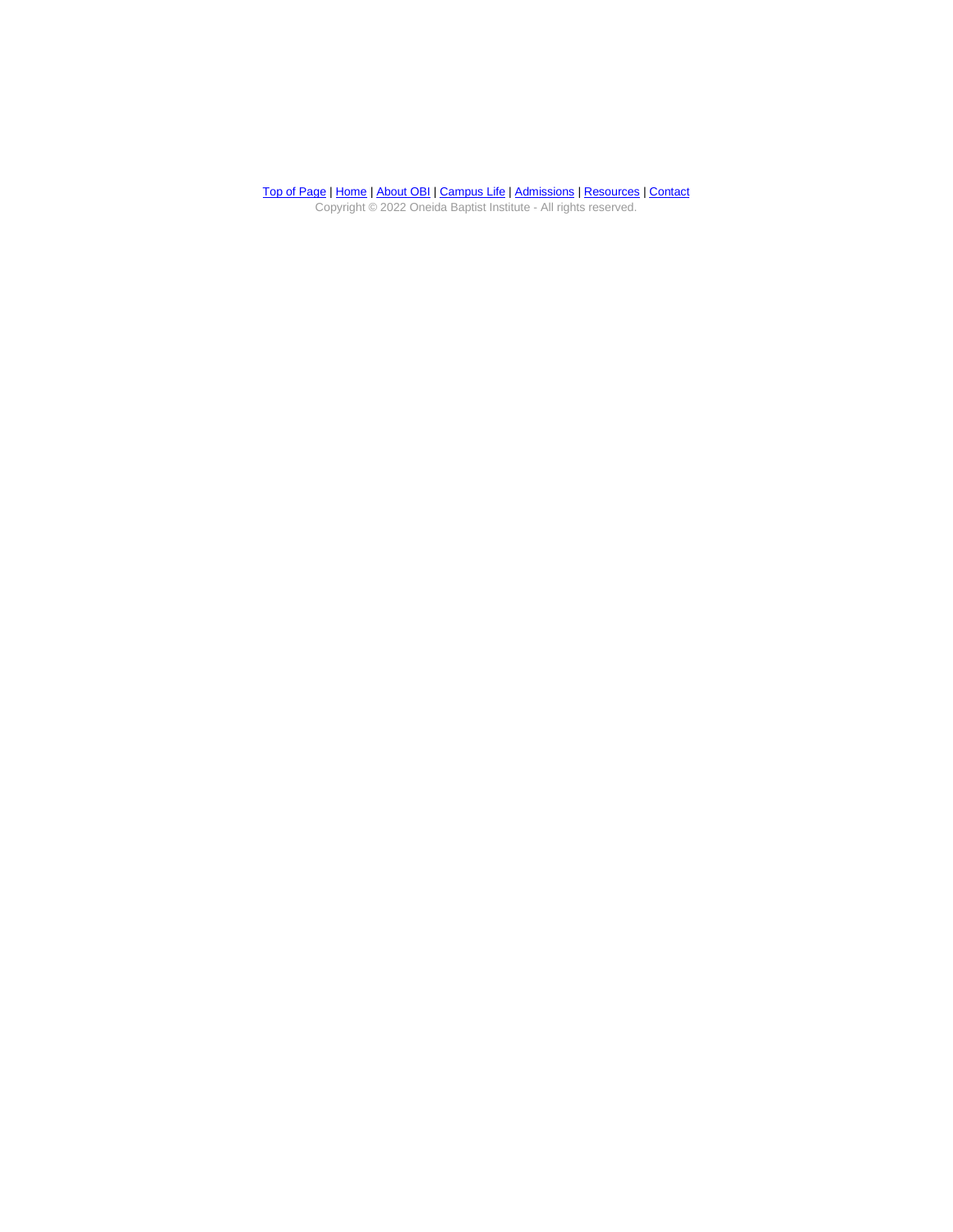Top of Page | Home | About OBI | Campus Life | Admissions | Resources | Contact

Copyright © 2022 Oneida Baptist Institute - All rights reserved.